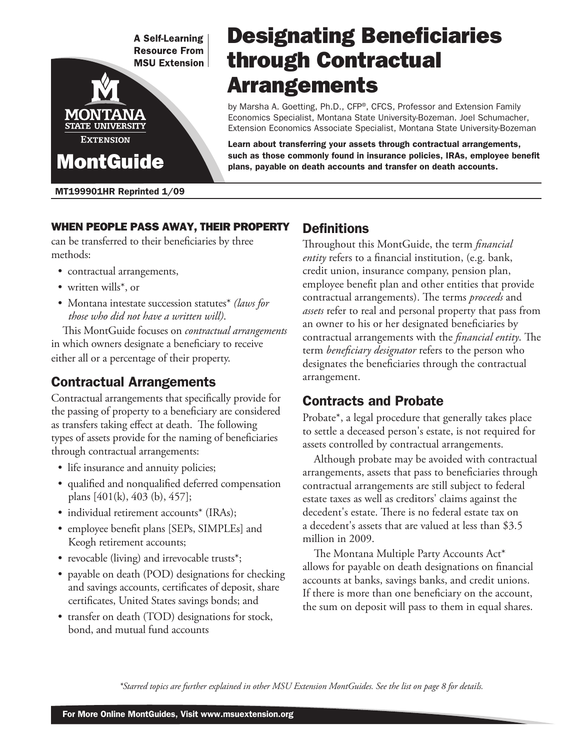A Self-Learning Resource From MSU Extension

MONTANA STATE UNIVERSITY EXTENSION

MontGuide

# Designating Beneficiaries through Contractual Arrangements

by Marsha A. Goetting, Ph.D., CFP®, CFCS, Professor and Extension Family Economics Specialist, Montana State University-Bozeman. Joel Schumacher, Extension Economics Associate Specialist, Montana State University-Bozeman

**Learn about transferring your assets through contractual arrangements, such as those commonly found in insurance policies, IRAs, employee benefit plans, payable on death accounts and transfer on death accounts.**

MT199901HR Reprinted 1/09

**WHEN PEOPLE PASS AWAY, THEIR PROPERTY** can be transferred to their beneficiaries by three methods:

- contractual arrangements,
- written wills*, or
- Montana intestate succession statutes* *(laws for those who did not have a written will)*.

This MontGuide focuses on *contractual arrangements* in which owners designate a beneficiary to receive either all or a percentage of their property.

## Contractual Arrangements

Contractual arrangements that specifically provide for the passing of property to a beneficiary are considered as transfers taking effect at death. The following types of assets provide for the naming of beneficiaries through contractual arrangements:

- life insurance and annuity policies;
- qualified and nonqualified deferred compensation plans [401(k), 403 (b), 457];
- individual retirement accounts* (IRAs);
- employee benefit plans [SEPs, SIMPLEs] and Keogh retirement accounts;
- revocable (living) and irrevocable trusts*;
- payable on death (POD) designations for checking and savings accounts, certificates of deposit, share certificates, United States savings bonds; and
- transfer on death (TOD) designations for stock, bond, and mutual fund accounts

## Definitions

Throughout this MontGuide, the term *financial entity* refers to a financial institution, (e.g. bank, credit union, insurance company, pension plan, employee benefit plan and other entities that provide contractual arrangements). The terms *proceeds* and *assets* refer to real and personal property that pass from an owner to his or her designated beneficiaries by contractual arrangements with the *financial entity*. The term *beneficiary designator* refers to the person who designates the beneficiaries through the contractual arrangement.

## Contracts and Probate

Probate*, a legal procedure that generally takes place to settle a deceased person's estate, is not required for assets controlled by contractual arrangements.

Although probate may be avoided with contractual arrangements, assets that pass to beneficiaries through contractual arrangements are still subject to federal estate taxes as well as creditors' claims against the decedent's estate. There is no federal estate tax on a decedent's assets that are valued at less than $3.5 million in 2009.

The Montana Multiple Party Accounts Act* allows for payable on death designations on financial accounts at banks, savings banks, and credit unions. If there is more than one beneficiary on the account, the sum on deposit will pass to them in equal shares.

*\*Starred topics are further explained in other MSU Extension MontGuides. See the list on page 8 for details.*

For More Online MontGuides, Visit www.msuextension.org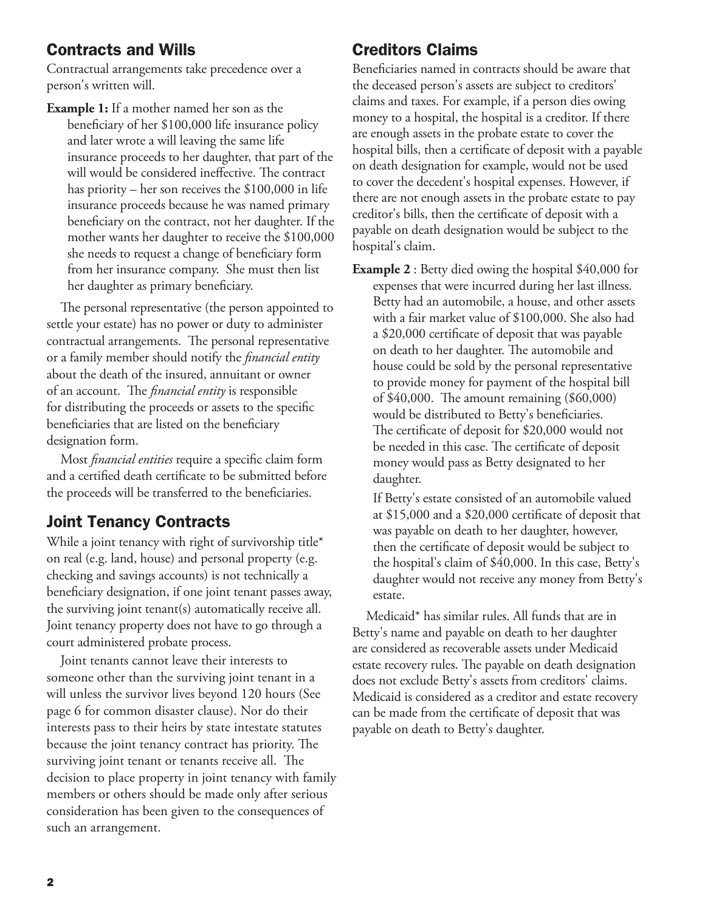## Contracts and Wills

Contractual arrangements take precedence over a person's written will.

**Example 1:** If a mother named her son as the beneficiary of her $100,000 life insurance policy and later wrote a will leaving the same life insurance proceeds to her daughter, that part of the will would be considered ineffective. The contract has priority – her son receives the $100,000 in life insurance proceeds because he was named primary beneficiary on the contract, not her daughter. If the mother wants her daughter to receive the $100,000 she needs to request a change of beneficiary form from her insurance company. She must then list her daughter as primary beneficiary.

The personal representative (the person appointed to settle your estate) has no power or duty to administer contractual arrangements. The personal representative or a family member should notify the *financial entity* about the death of the insured, annuitant or owner of an account. The *financial entity* is responsible for distributing the proceeds or assets to the specific beneficiaries that are listed on the beneficiary designation form.

Most *financial entities* require a specific claim form and a certified death certificate to be submitted before the proceeds will be transferred to the beneficiaries.

## Joint Tenancy Contracts

While a joint tenancy with right of survivorship title* on real (e.g. land, house) and personal property (e.g. checking and savings accounts) is not technically a beneficiary designation, if one joint tenant passes away, the surviving joint tenant(s) automatically receive all. Joint tenancy property does not have to go through a court administered probate process.

Joint tenants cannot leave their interests to someone other than the surviving joint tenant in a will unless the survivor lives beyond 120 hours (See page 6 for common disaster clause). Nor do their interests pass to their heirs by state intestate statutes because the joint tenancy contract has priority. The surviving joint tenant or tenants receive all. The decision to place property in joint tenancy with family members or others should be made only after serious consideration has been given to the consequences of such an arrangement.

## Creditors Claims

Beneficiaries named in contracts should be aware that the deceased person's assets are subject to creditors' claims and taxes. For example, if a person dies owing money to a hospital, the hospital is a creditor. If there are enough assets in the probate estate to cover the hospital bills, then a certificate of deposit with a payable on death designation for example, would not be used to cover the decedent's hospital expenses. However, if there are not enough assets in the probate estate to pay creditor's bills, then the certificate of deposit with a payable on death designation would be subject to the hospital's claim.

**Example 2** : Betty died owing the hospital $40,000 for expenses that were incurred during her last illness. Betty had an automobile, a house, and other assets with a fair market value of $100,000. She also had a $20,000 certificate of deposit that was payable on death to her daughter. The automobile and house could be sold by the personal representative to provide money for payment of the hospital bill of $40,000. The amount remaining ($60,000) would be distributed to Betty's beneficiaries. The certificate of deposit for $20,000 would not be needed in this case. The certificate of deposit money would pass as Betty designated to her daughter.

If Betty's estate consisted of an automobile valued at $15,000 and a $20,000 certificate of deposit that was payable on death to her daughter, however, then the certificate of deposit would be subject to the hospital's claim of $40,000. In this case, Betty's daughter would not receive any money from Betty's estate.

Medicaid* has similar rules. All funds that are in Betty's name and payable on death to her daughter are considered as recoverable assets under Medicaid estate recovery rules. The payable on death designation does not exclude Betty's assets from creditors' claims. Medicaid is considered as a creditor and estate recovery can be made from the certificate of deposit that was payable on death to Betty's daughter.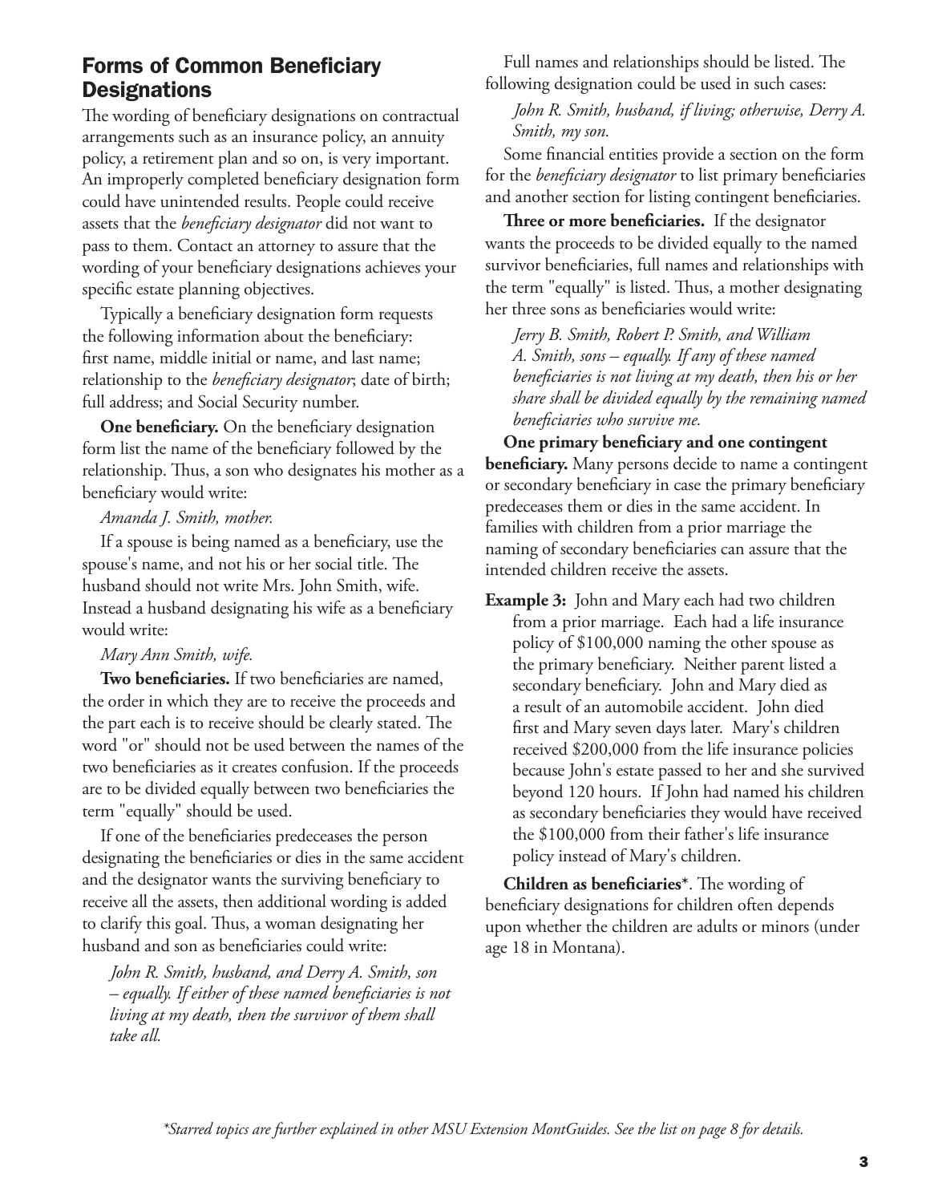## Forms of Common Beneficiary Designations

The wording of beneficiary designations on contractual arrangements such as an insurance policy, an annuity policy, a retirement plan and so on, is very important. An improperly completed beneficiary designation form could have unintended results. People could receive assets that the *beneficiary designator* did not want to pass to them. Contact an attorney to assure that the wording of your beneficiary designations achieves your specific estate planning objectives.

Typically a beneficiary designation form requests the following information about the beneficiary: first name, middle initial or name, and last name; relationship to the *beneficiary designator*; date of birth; full address; and Social Security number.

**One beneficiary.** On the beneficiary designation form list the name of the beneficiary followed by the relationship. Thus, a son who designates his mother as a beneficiary would write:

*Amanda J. Smith, mother.*

If a spouse is being named as a beneficiary, use the spouse's name, and not his or her social title. The husband should not write Mrs. John Smith, wife. Instead a husband designating his wife as a beneficiary would write:

*Mary Ann Smith, wife.*

**Two beneficiaries.** If two beneficiaries are named, the order in which they are to receive the proceeds and the part each is to receive should be clearly stated. The word "or" should not be used between the names of the two beneficiaries as it creates confusion. If the proceeds are to be divided equally between two beneficiaries the term "equally" should be used.

If one of the beneficiaries predeceases the person designating the beneficiaries or dies in the same accident and the designator wants the surviving beneficiary to receive all the assets, then additional wording is added to clarify this goal. Thus, a woman designating her husband and son as beneficiaries could write:

> *John R. Smith, husband, and Derry A. Smith, son – equally. If either of these named beneficiaries is not living at my death, then the survivor of them shall take all.*

Full names and relationships should be listed. The following designation could be used in such cases:

> *John R. Smith, husband, if living; otherwise, Derry A. Smith, my son.*

Some financial entities provide a section on the form for the *beneficiary designator* to list primary beneficiaries and another section for listing contingent beneficiaries.

**Three or more beneficiaries.** If the designator wants the proceeds to be divided equally to the named survivor beneficiaries, full names and relationships with the term "equally" is listed. Thus, a mother designating her three sons as beneficiaries would write:

> *Jerry B. Smith, Robert P. Smith, and William A. Smith, sons – equally. If any of these named beneficiaries is not living at my death, then his or her share shall be divided equally by the remaining named beneficiaries who survive me.*

**One primary beneficiary and one contingent beneficiary.** Many persons decide to name a contingent or secondary beneficiary in case the primary beneficiary predeceases them or dies in the same accident. In families with children from a prior marriage the naming of secondary beneficiaries can assure that the intended children receive the assets.

**Example 3:** John and Mary each had two children from a prior marriage. Each had a life insurance policy of $100,000 naming the other spouse as the primary beneficiary. Neither parent listed a secondary beneficiary. John and Mary died as a result of an automobile accident. John died first and Mary seven days later. Mary's children received $200,000 from the life insurance policies because John's estate passed to her and she survived beyond 120 hours. If John had named his children as secondary beneficiaries they would have received the $100,000 from their father's life insurance policy instead of Mary's children.

**Children as beneficiaries***. The wording of beneficiary designations for children often depends upon whether the children are adults or minors (under age 18 in Montana).

*\*Starred topics are further explained in other MSU Extension MontGuides. See the list on page 8 for details.*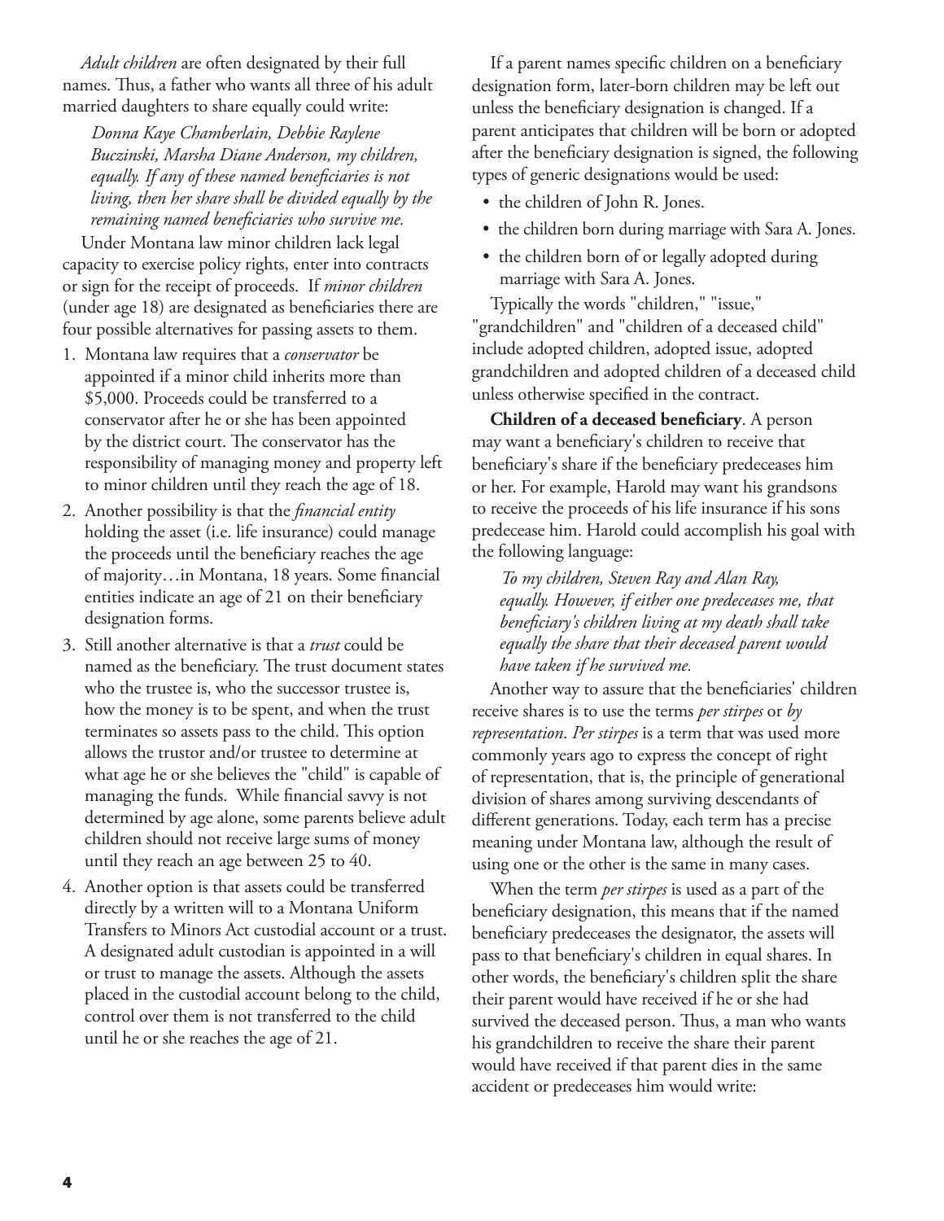*Adult children* are often designated by their full names. Thus, a father who wants all three of his adult married daughters to share equally could write:

> *Donna Kaye Chamberlain, Debbie Raylene Buczinski, Marsha Diane Anderson, my children, equally. If any of these named beneficiaries is not living, then her share shall be divided equally by the remaining named beneficiaries who survive me.*

Under Montana law minor children lack legal capacity to exercise policy rights, enter into contracts or sign for the receipt of proceeds. If *minor children* (under age 18) are designated as beneficiaries there are four possible alternatives for passing assets to them.

1. Montana law requires that a *conservator* be appointed if a minor child inherits more than $5,000. Proceeds could be transferred to a conservator after he or she has been appointed by the district court. The conservator has the responsibility of managing money and property left to minor children until they reach the age of 18.
2. Another possibility is that the *financial entity* holding the asset (i.e. life insurance) could manage the proceeds until the beneficiary reaches the age of majority…in Montana, 18 years. Some financial entities indicate an age of 21 on their beneficiary designation forms.
3. Still another alternative is that a *trust* could be named as the beneficiary. The trust document states who the trustee is, who the successor trustee is, how the money is to be spent, and when the trust terminates so assets pass to the child. This option allows the trustor and/or trustee to determine at what age he or she believes the "child" is capable of managing the funds. While financial savvy is not determined by age alone, some parents believe adult children should not receive large sums of money until they reach an age between 25 to 40.
4. Another option is that assets could be transferred directly by a written will to a Montana Uniform Transfers to Minors Act custodial account or a trust. A designated adult custodian is appointed in a will or trust to manage the assets. Although the assets placed in the custodial account belong to the child, control over them is not transferred to the child until he or she reaches the age of 21.

If a parent names specific children on a beneficiary designation form, later-born children may be left out unless the beneficiary designation is changed. If a parent anticipates that children will be born or adopted after the beneficiary designation is signed, the following types of generic designations would be used:

- the children of John R. Jones.
- the children born during marriage with Sara A. Jones.
- the children born of or legally adopted during marriage with Sara A. Jones.

Typically the words "children," "issue," "grandchildren" and "children of a deceased child" include adopted children, adopted issue, adopted grandchildren and adopted children of a deceased child unless otherwise specified in the contract.

**Children of a deceased beneficiary**. A person may want a beneficiary's children to receive that beneficiary's share if the beneficiary predeceases him or her. For example, Harold may want his grandsons to receive the proceeds of his life insurance if his sons predecease him. Harold could accomplish his goal with the following language:

> *To my children, Steven Ray and Alan Ray, equally. However, if either one predeceases me, that beneficiary's children living at my death shall take equally the share that their deceased parent would have taken if he survived me.*

Another way to assure that the beneficiaries' children receive shares is to use the terms *per stirpes* or *by representation*. *Per stirpes* is a term that was used more commonly years ago to express the concept of right of representation, that is, the principle of generational division of shares among surviving descendants of different generations. Today, each term has a precise meaning under Montana law, although the result of using one or the other is the same in many cases.

When the term *per stirpes* is used as a part of the beneficiary designation, this means that if the named beneficiary predeceases the designator, the assets will pass to that beneficiary's children in equal shares. In other words, the beneficiary's children split the share their parent would have received if he or she had survived the deceased person. Thus, a man who wants his grandchildren to receive the share their parent would have received if that parent dies in the same accident or predeceases him would write: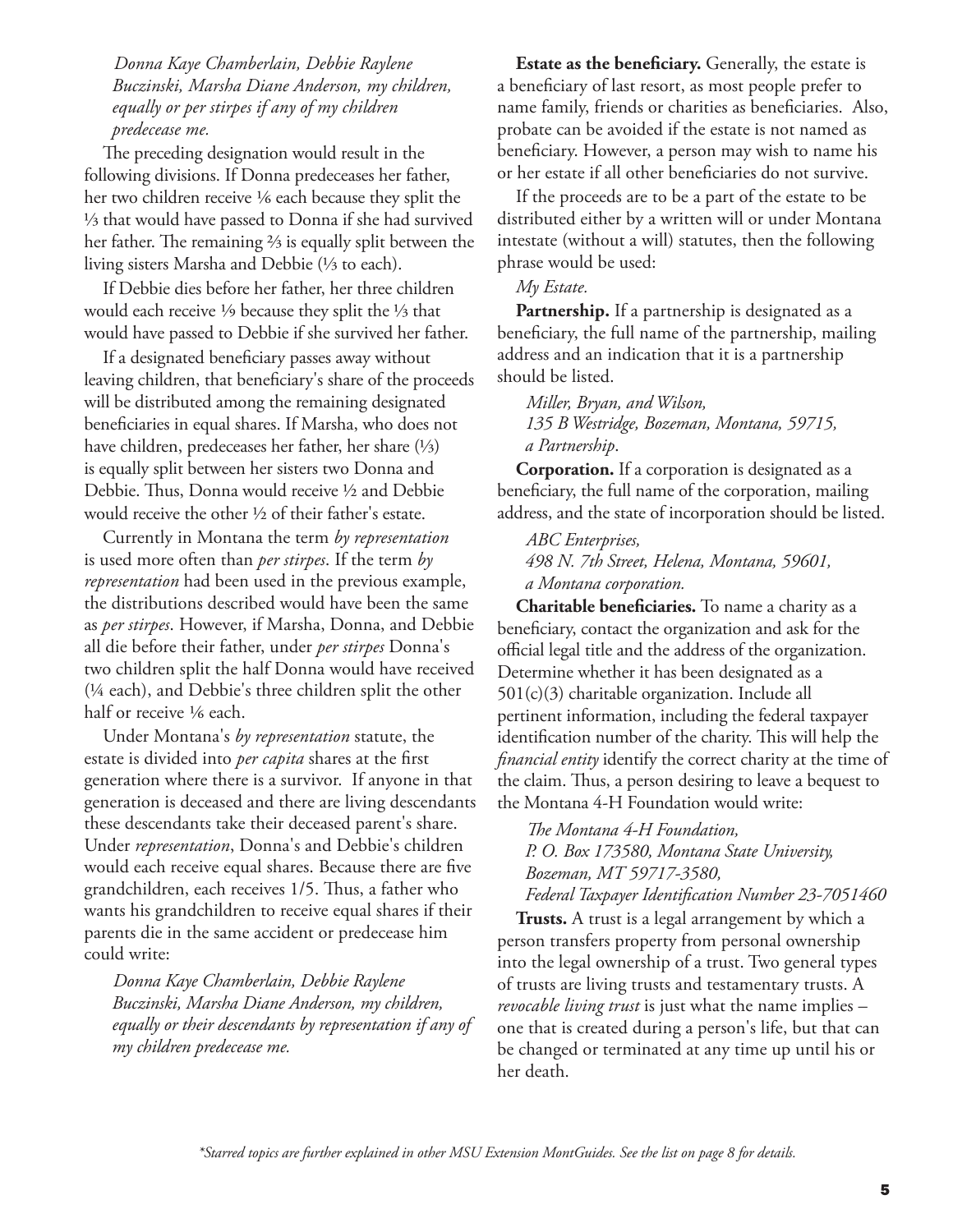*Donna Kaye Chamberlain, Debbie Raylene Buczinski, Marsha Diane Anderson, my children, equally or per stirpes if any of my children predecease me.*

The preceding designation would result in the following divisions. If Donna predeceases her father, her two children receive ⅙ each because they split the ⅓ that would have passed to Donna if she had survived her father. The remaining ⅔ is equally split between the living sisters Marsha and Debbie (⅓ to each).

If Debbie dies before her father, her three children would each receive ⅑ because they split the ⅓ that would have passed to Debbie if she survived her father.

If a designated beneficiary passes away without leaving children, that beneficiary's share of the proceeds will be distributed among the remaining designated beneficiaries in equal shares. If Marsha, who does not have children, predeceases her father, her share (⅓) is equally split between her sisters two Donna and Debbie. Thus, Donna would receive ½ and Debbie would receive the other ½ of their father's estate.

Currently in Montana the term *by representation* is used more often than *per stirpes*. If the term *by representation* had been used in the previous example, the distributions described would have been the same as *per stirpes*. However, if Marsha, Donna, and Debbie all die before their father, under *per stirpes* Donna's two children split the half Donna would have received (¼ each), and Debbie's three children split the other half or receive ⅙ each.

Under Montana's *by representation* statute, the estate is divided into *per capita* shares at the first generation where there is a survivor. If anyone in that generation is deceased and there are living descendants these descendants take their deceased parent's share. Under *representation*, Donna's and Debbie's children would each receive equal shares. Because there are five grandchildren, each receives 1/5. Thus, a father who wants his grandchildren to receive equal shares if their parents die in the same accident or predecease him could write:

*Donna Kaye Chamberlain, Debbie Raylene Buczinski, Marsha Diane Anderson, my children, equally or their descendants by representation if any of my children predecease me.*

**Estate as the beneficiary.** Generally, the estate is a beneficiary of last resort, as most people prefer to name family, friends or charities as beneficiaries. Also, probate can be avoided if the estate is not named as beneficiary. However, a person may wish to name his or her estate if all other beneficiaries do not survive.

If the proceeds are to be a part of the estate to be distributed either by a written will or under Montana intestate (without a will) statutes, then the following phrase would be used:

*My Estate.*

**Partnership.** If a partnership is designated as a beneficiary, the full name of the partnership, mailing address and an indication that it is a partnership should be listed.

*Miller, Bryan, and Wilson,*
*135 B Westridge, Bozeman, Montana, 59715,*
*a Partnership.*

**Corporation.** If a corporation is designated as a beneficiary, the full name of the corporation, mailing address, and the state of incorporation should be listed.

*ABC Enterprises,*
*498 N. 7th Street, Helena, Montana, 59601,*
*a Montana corporation.*

**Charitable beneficiaries.** To name a charity as a beneficiary, contact the organization and ask for the official legal title and the address of the organization. Determine whether it has been designated as a 501(c)(3) charitable organization. Include all pertinent information, including the federal taxpayer identification number of the charity. This will help the *financial entity* identify the correct charity at the time of the claim. Thus, a person desiring to leave a bequest to the Montana 4-H Foundation would write:

*The Montana 4-H Foundation,*
*P. O. Box 173580, Montana State University,*
*Bozeman, MT 59717-3580,*
*Federal Taxpayer Identification Number 23-7051460*

**Trusts.** A trust is a legal arrangement by which a person transfers property from personal ownership into the legal ownership of a trust. Two general types of trusts are living trusts and testamentary trusts. A *revocable living trust* is just what the name implies – one that is created during a person's life, but that can be changed or terminated at any time up until his or her death.

*\*Starred topics are further explained in other MSU Extension MontGuides. See the list on page 8 for details.*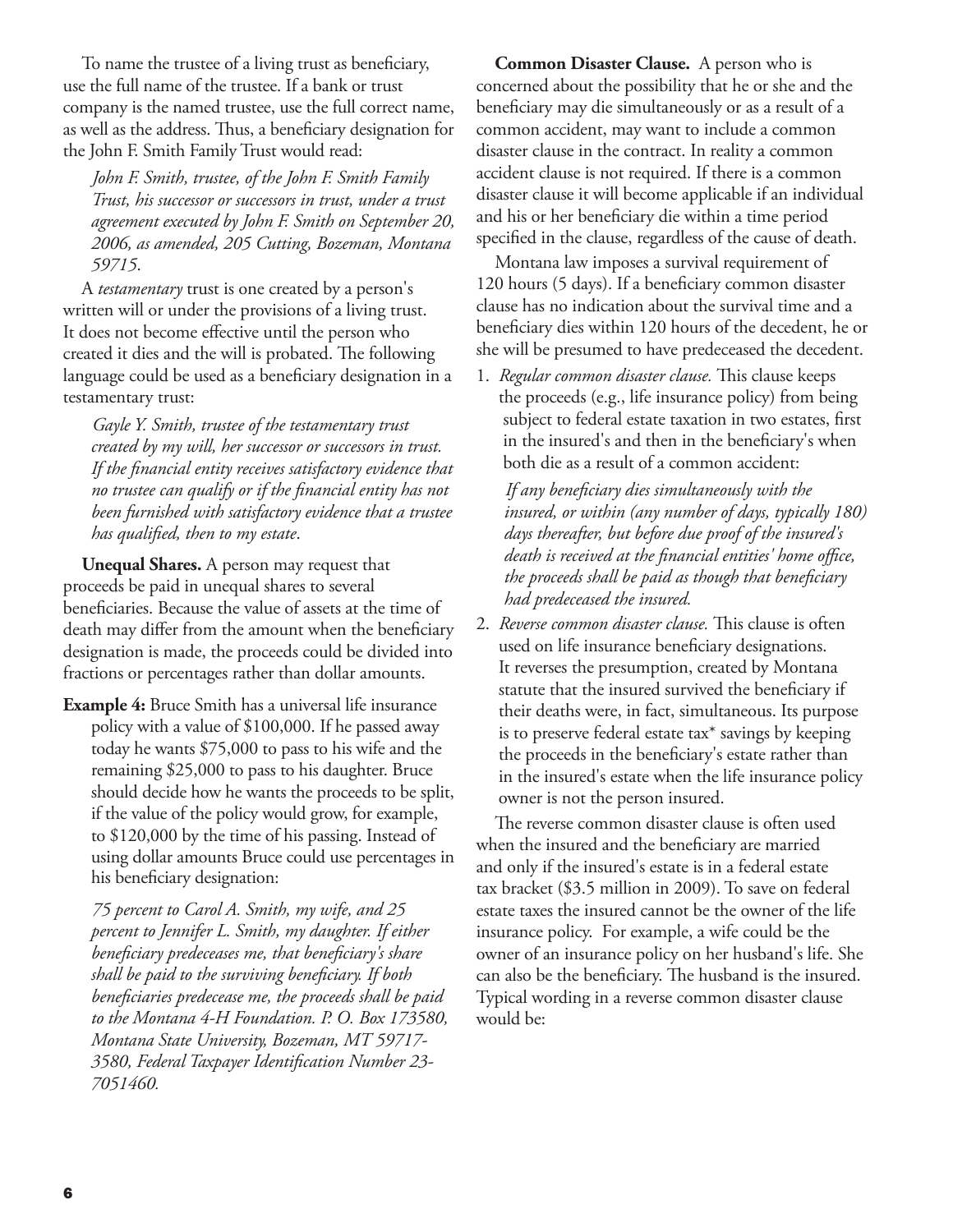To name the trustee of a living trust as beneficiary, use the full name of the trustee. If a bank or trust company is the named trustee, use the full correct name, as well as the address. Thus, a beneficiary designation for the John F. Smith Family Trust would read:

> *John F. Smith, trustee, of the John F. Smith Family Trust, his successor or successors in trust, under a trust agreement executed by John F. Smith on September 20, 2006, as amended, 205 Cutting, Bozeman, Montana 59715.*

A *testamentary* trust is one created by a person's written will or under the provisions of a living trust. It does not become effective until the person who created it dies and the will is probated. The following language could be used as a beneficiary designation in a testamentary trust:

> *Gayle Y. Smith, trustee of the testamentary trust created by my will, her successor or successors in trust. If the financial entity receives satisfactory evidence that no trustee can qualify or if the financial entity has not been furnished with satisfactory evidence that a trustee has qualified, then to my estate.*

**Unequal Shares.** A person may request that proceeds be paid in unequal shares to several beneficiaries. Because the value of assets at the time of death may differ from the amount when the beneficiary designation is made, the proceeds could be divided into fractions or percentages rather than dollar amounts.

**Example 4:** Bruce Smith has a universal life insurance policy with a value of $100,000. If he passed away today he wants $75,000 to pass to his wife and the remaining $25,000 to pass to his daughter. Bruce should decide how he wants the proceeds to be split, if the value of the policy would grow, for example, to $120,000 by the time of his passing. Instead of using dollar amounts Bruce could use percentages in his beneficiary designation:

> *75 percent to Carol A. Smith, my wife, and 25 percent to Jennifer L. Smith, my daughter. If either beneficiary predeceases me, that beneficiary's share shall be paid to the surviving beneficiary. If both beneficiaries predecease me, the proceeds shall be paid to the Montana 4-H Foundation. P. O. Box 173580, Montana State University, Bozeman, MT 59717-3580, Federal Taxpayer Identification Number 23-7051460.*

**Common Disaster Clause.** A person who is concerned about the possibility that he or she and the beneficiary may die simultaneously or as a result of a common accident, may want to include a common disaster clause in the contract. In reality a common accident clause is not required. If there is a common disaster clause it will become applicable if an individual and his or her beneficiary die within a time period specified in the clause, regardless of the cause of death.

Montana law imposes a survival requirement of 120 hours (5 days). If a beneficiary common disaster clause has no indication about the survival time and a beneficiary dies within 120 hours of the decedent, he or she will be presumed to have predeceased the decedent.

1. *Regular common disaster clause.* This clause keeps the proceeds (e.g., life insurance policy) from being subject to federal estate taxation in two estates, first in the insured's and then in the beneficiary's when both die as a result of a common accident:

   > *If any beneficiary dies simultaneously with the insured, or within (any number of days, typically 180) days thereafter, but before due proof of the insured's death is received at the financial entities' home office, the proceeds shall be paid as though that beneficiary had predeceased the insured.*

2. *Reverse common disaster clause.* This clause is often used on life insurance beneficiary designations. It reverses the presumption, created by Montana statute that the insured survived the beneficiary if their deaths were, in fact, simultaneous. Its purpose is to preserve federal estate tax* savings by keeping the proceeds in the beneficiary's estate rather than in the insured's estate when the life insurance policy owner is not the person insured.

The reverse common disaster clause is often used when the insured and the beneficiary are married and only if the insured's estate is in a federal estate tax bracket ($3.5 million in 2009). To save on federal estate taxes the insured cannot be the owner of the life insurance policy. For example, a wife could be the owner of an insurance policy on her husband's life. She can also be the beneficiary. The husband is the insured. Typical wording in a reverse common disaster clause would be: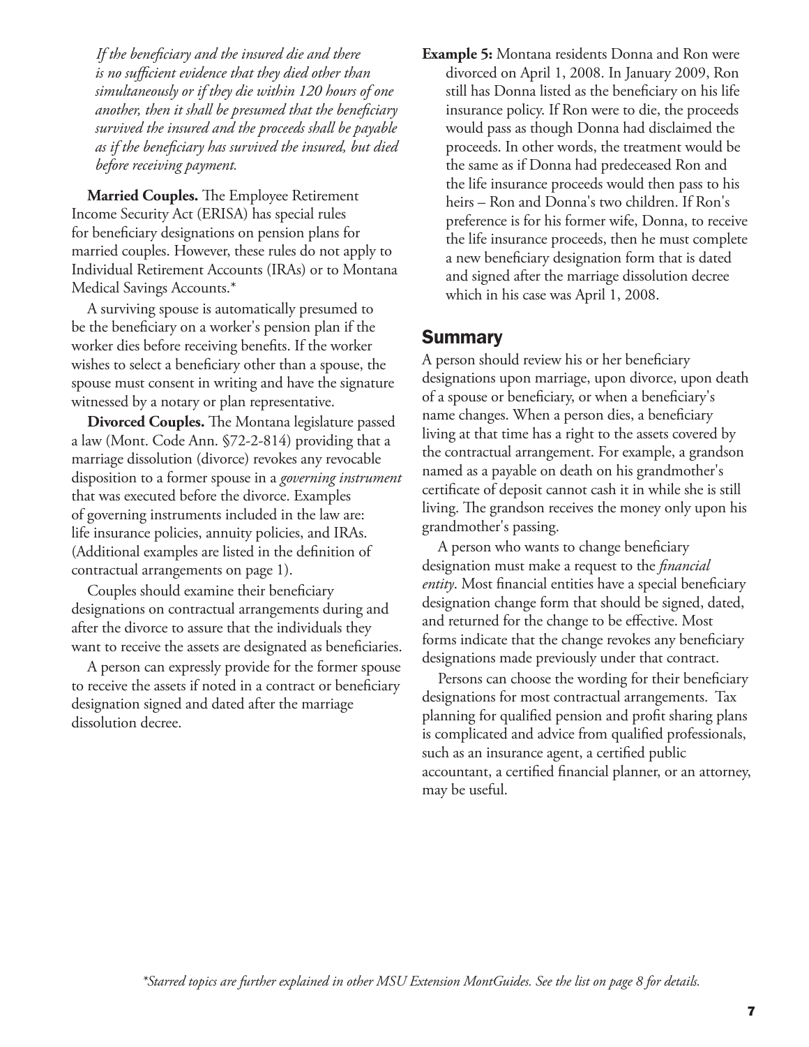*If the beneficiary and the insured die and there is no sufficient evidence that they died other than simultaneously or if they die within 120 hours of one another, then it shall be presumed that the beneficiary survived the insured and the proceeds shall be payable as if the beneficiary has survived the insured, but died before receiving payment.*

**Married Couples.** The Employee Retirement Income Security Act (ERISA) has special rules for beneficiary designations on pension plans for married couples. However, these rules do not apply to Individual Retirement Accounts (IRAs) or to Montana Medical Savings Accounts.*

A surviving spouse is automatically presumed to be the beneficiary on a worker's pension plan if the worker dies before receiving benefits. If the worker wishes to select a beneficiary other than a spouse, the spouse must consent in writing and have the signature witnessed by a notary or plan representative.

**Divorced Couples.** The Montana legislature passed a law (Mont. Code Ann. §72-2-814) providing that a marriage dissolution (divorce) revokes any revocable disposition to a former spouse in a *governing instrument* that was executed before the divorce. Examples of governing instruments included in the law are: life insurance policies, annuity policies, and IRAs. (Additional examples are listed in the definition of contractual arrangements on page 1).

Couples should examine their beneficiary designations on contractual arrangements during and after the divorce to assure that the individuals they want to receive the assets are designated as beneficiaries.

A person can expressly provide for the former spouse to receive the assets if noted in a contract or beneficiary designation signed and dated after the marriage dissolution decree.

**Example 5:** Montana residents Donna and Ron were divorced on April 1, 2008. In January 2009, Ron still has Donna listed as the beneficiary on his life insurance policy. If Ron were to die, the proceeds would pass as though Donna had disclaimed the proceeds. In other words, the treatment would be the same as if Donna had predeceased Ron and the life insurance proceeds would then pass to his heirs – Ron and Donna's two children. If Ron's preference is for his former wife, Donna, to receive the life insurance proceeds, then he must complete a new beneficiary designation form that is dated and signed after the marriage dissolution decree which in his case was April 1, 2008.

## Summary

A person should review his or her beneficiary designations upon marriage, upon divorce, upon death of a spouse or beneficiary, or when a beneficiary's name changes. When a person dies, a beneficiary living at that time has a right to the assets covered by the contractual arrangement. For example, a grandson named as a payable on death on his grandmother's certificate of deposit cannot cash it in while she is still living. The grandson receives the money only upon his grandmother's passing.

A person who wants to change beneficiary designation must make a request to the *financial entity*. Most financial entities have a special beneficiary designation change form that should be signed, dated, and returned for the change to be effective. Most forms indicate that the change revokes any beneficiary designations made previously under that contract.

Persons can choose the wording for their beneficiary designations for most contractual arrangements. Tax planning for qualified pension and profit sharing plans is complicated and advice from qualified professionals, such as an insurance agent, a certified public accountant, a certified financial planner, or an attorney, may be useful.

*\*Starred topics are further explained in other MSU Extension MontGuides. See the list on page 8 for details.*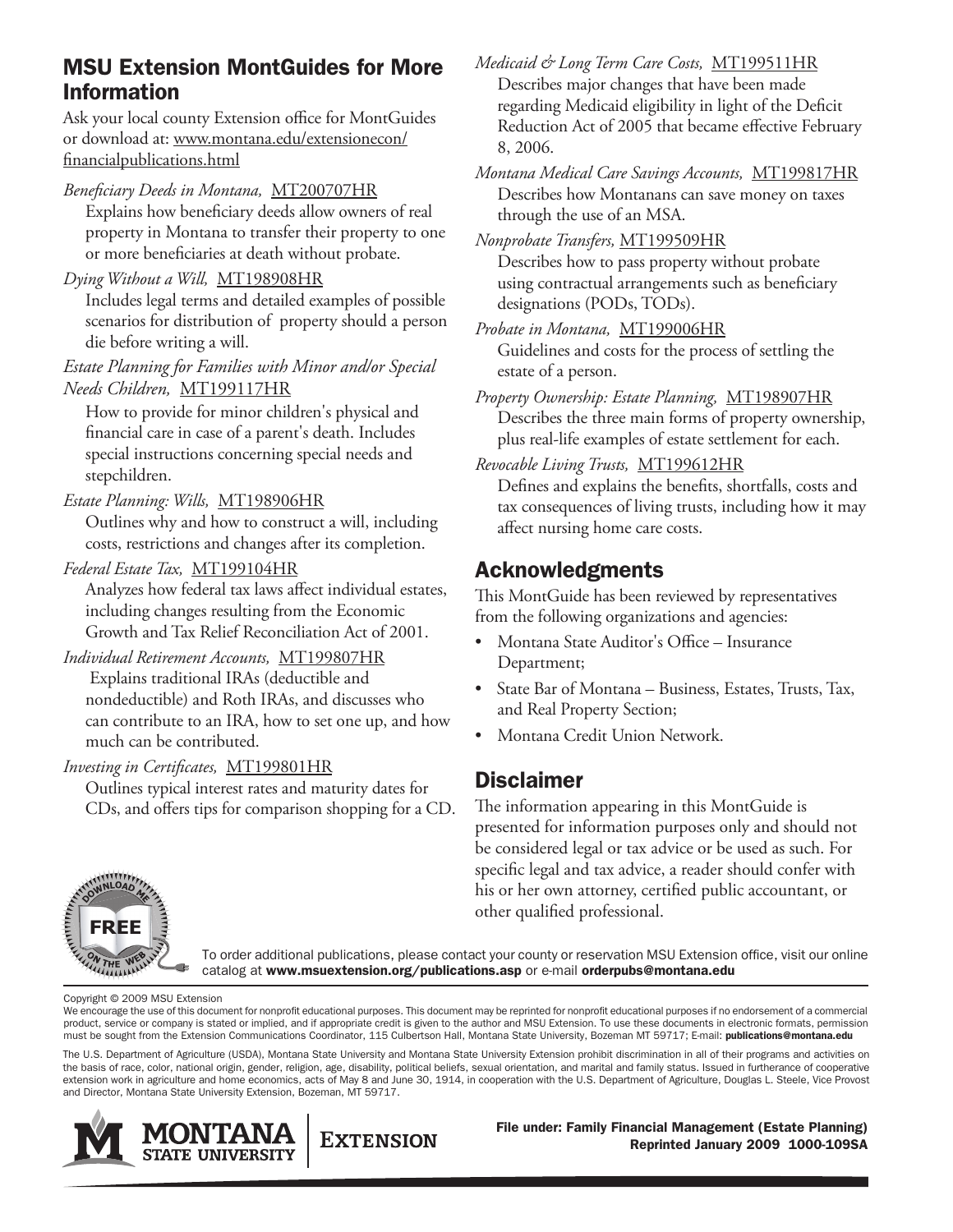## MSU Extension MontGuides for More Information

Ask your local county Extension office for MontGuides or download at: www.montana.edu/extensionecon/financialpublications.html

*Beneficiary Deeds in Montana,* MT200707HR
Explains how beneficiary deeds allow owners of real property in Montana to transfer their property to one or more beneficiaries at death without probate.

*Dying Without a Will,* MT198908HR
Includes legal terms and detailed examples of possible scenarios for distribution of property should a person die before writing a will.

*Estate Planning for Families with Minor and/or Special Needs Children,* MT199117HR
How to provide for minor children's physical and financial care in case of a parent's death. Includes special instructions concerning special needs and stepchildren.

*Estate Planning: Wills,* MT198906HR
Outlines why and how to construct a will, including costs, restrictions and changes after its completion.

*Federal Estate Tax,* MT199104HR
Analyzes how federal tax laws affect individual estates, including changes resulting from the Economic Growth and Tax Relief Reconciliation Act of 2001.

*Individual Retirement Accounts,* MT199807HR
Explains traditional IRAs (deductible and nondeductible) and Roth IRAs, and discusses who can contribute to an IRA, how to set one up, and how much can be contributed.

*Investing in Certificates,* MT199801HR
Outlines typical interest rates and maturity dates for CDs, and offers tips for comparison shopping for a CD.

*Medicaid & Long Term Care Costs,* MT199511HR
Describes major changes that have been made regarding Medicaid eligibility in light of the Deficit Reduction Act of 2005 that became effective February 8, 2006.

*Montana Medical Care Savings Accounts,* MT199817HR
Describes how Montanans can save money on taxes through the use of an MSA.

*Nonprobate Transfers,* MT199509HR
Describes how to pass property without probate using contractual arrangements such as beneficiary designations (PODs, TODs).

*Probate in Montana,* MT199006HR
Guidelines and costs for the process of settling the estate of a person.

*Property Ownership: Estate Planning,* MT198907HR
Describes the three main forms of property ownership, plus real-life examples of estate settlement for each.

*Revocable Living Trusts,* MT199612HR
Defines and explains the benefits, shortfalls, costs and tax consequences of living trusts, including how it may affect nursing home care costs.

## Acknowledgments

This MontGuide has been reviewed by representatives from the following organizations and agencies:

- Montana State Auditor's Office – Insurance Department;
- State Bar of Montana – Business, Estates, Trusts, Tax, and Real Property Section;
- Montana Credit Union Network.

## Disclaimer

The information appearing in this MontGuide is presented for information purposes only and should not be considered legal or tax advice or be used as such. For specific legal and tax advice, a reader should confer with his or her own attorney, certified public accountant, or other qualified professional.

DOWNLOAD ME FREE ON THE WEB

To order additional publications, please contact your county or reservation MSU Extension office, visit our online catalog at **www.msuextension.org/publications.asp** or e-mail **orderpubs@montana.edu**

Copyright © 2009 MSU Extension

We encourage the use of this document for nonprofit educational purposes. This document may be reprinted for nonprofit educational purposes if no endorsement of a commercial product, service or company is stated or implied, and if appropriate credit is given to the author and MSU Extension. To use these documents in electronic formats, permission must be sought from the Extension Communications Coordinator, 115 Culbertson Hall, Montana State University, Bozeman MT 59717; E-mail: **publications@montana.edu**

The U.S. Department of Agriculture (USDA), Montana State University and Montana State University Extension prohibit discrimination in all of their programs and activities on the basis of race, color, national origin, gender, religion, age, disability, political beliefs, sexual orientation, and marital and family status. Issued in furtherance of cooperative extension work in agriculture and home economics, acts of May 8 and June 30, 1914, in cooperation with the U.S. Department of Agriculture, Douglas L. Steele, Vice Provost and Director, Montana State University Extension, Bozeman, MT 59717.

MONTANA STATE UNIVERSITY | EXTENSION

**File under: Family Financial Management (Estate Planning)**
**Reprinted January 2009 1000-109SA**